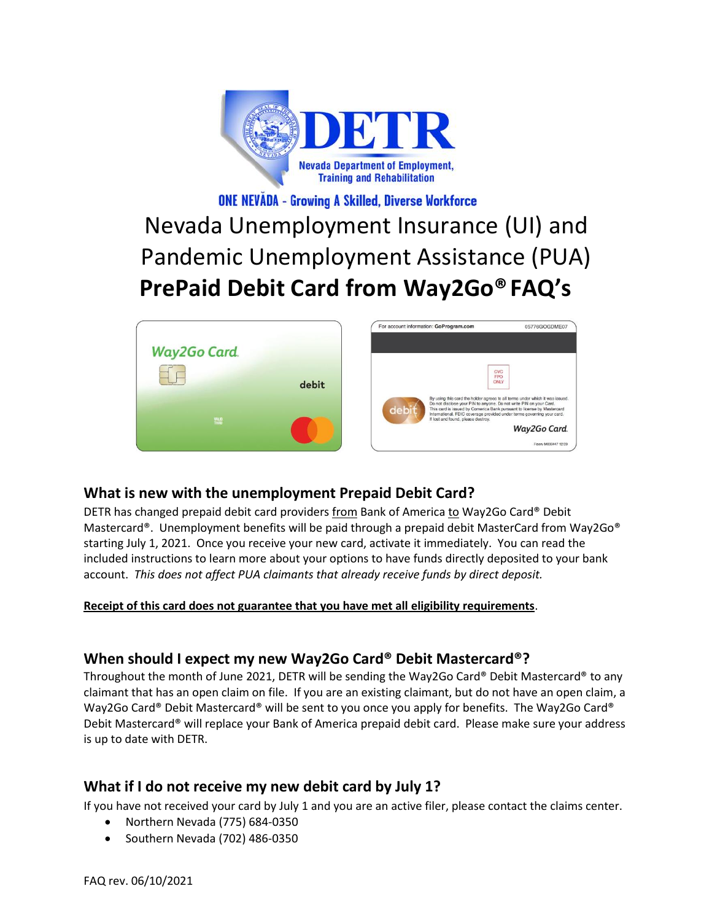DETR

Nevada Department of Employment, Training and Rehabilitation

ONE NEVADA - Growing A Skilled, Diverse Workforce

# Nevada Unemployment Insurance (UI) and Pandemic Unemployment Assistance (PUA) **PrePaid Debit Card from Way2Go® FAQ's**

## What is new with the unemployment Prepaid Debit Card?

DETR has changed prepaid debit card providers <u>from</u> Bank of America <u>to</u> Way2Go Card® Debit Mastercard®. Unemployment benefits will be paid through a prepaid debit MasterCard from Way2Go® starting July 1, 2021. Once you receive your new card, activate it immediately. You can read the included instructions to learn more about your options to have funds directly deposited to your bank account. *This does not affect PUA claimants that already receive funds by direct deposit.*

**<u>Receipt of this card does not guarantee that you have met all eligibility requirements</u>**.

## When should I expect my new Way2Go Card® Debit Mastercard®?

Throughout the month of June 2021, DETR will be sending the Way2Go Card® Debit Mastercard® to any claimant that has an open claim on file. If you are an existing claimant, but do not have an open claim, a Way2Go Card® Debit Mastercard® will be sent to you once you apply for benefits. The Way2Go Card® Debit Mastercard® will replace your Bank of America prepaid debit card. Please make sure your address is up to date with DETR.

## What if I do not receive my new debit card by July 1?

If you have not received your card by July 1 and you are an active filer, please contact the claims center.

- Northern Nevada (775) 684-0350
- Southern Nevada (702) 486-0350

FAQ rev. 06/10/2021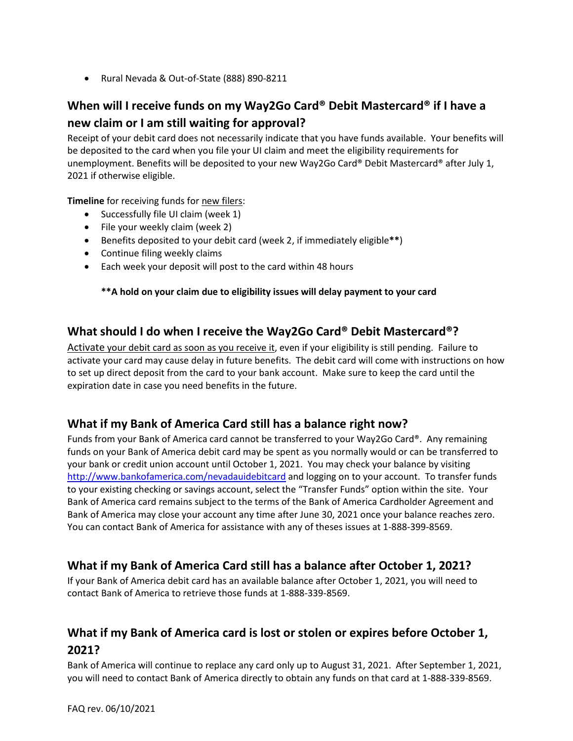- Rural Nevada & Out-of-State (888) 890-8211

## When will I receive funds on my Way2Go Card® Debit Mastercard® if I have a new claim or I am still waiting for approval?

Receipt of your debit card does not necessarily indicate that you have funds available. Your benefits will be deposited to the card when you file your UI claim and meet the eligibility requirements for unemployment. Benefits will be deposited to your new Way2Go Card® Debit Mastercard® after July 1, 2021 if otherwise eligible.

**Timeline** for receiving funds for new filers:

- Successfully file UI claim (week 1)
- File your weekly claim (week 2)
- Benefits deposited to your debit card (week 2, if immediately eligible**)
- Continue filing weekly claims
- Each week your deposit will post to the card within 48 hours

**\*\*A hold on your claim due to eligibility issues will delay payment to your card**

## What should I do when I receive the Way2Go Card® Debit Mastercard®?

Activate your debit card as soon as you receive it, even if your eligibility is still pending. Failure to activate your card may cause delay in future benefits. The debit card will come with instructions on how to set up direct deposit from the card to your bank account. Make sure to keep the card until the expiration date in case you need benefits in the future.

## What if my Bank of America Card still has a balance right now?

Funds from your Bank of America card cannot be transferred to your Way2Go Card®. Any remaining funds on your Bank of America debit card may be spent as you normally would or can be transferred to your bank or credit union account until October 1, 2021. You may check your balance by visiting http://www.bankofamerica.com/nevadauidebitcard and logging on to your account. To transfer funds to your existing checking or savings account, select the "Transfer Funds" option within the site. Your Bank of America card remains subject to the terms of the Bank of America Cardholder Agreement and Bank of America may close your account any time after June 30, 2021 once your balance reaches zero. You can contact Bank of America for assistance with any of theses issues at 1-888-399-8569.

## What if my Bank of America Card still has a balance after October 1, 2021?

If your Bank of America debit card has an available balance after October 1, 2021, you will need to contact Bank of America to retrieve those funds at 1-888-339-8569.

## What if my Bank of America card is lost or stolen or expires before October 1, 2021?

Bank of America will continue to replace any card only up to August 31, 2021. After September 1, 2021, you will need to contact Bank of America directly to obtain any funds on that card at 1-888-339-8569.

FAQ rev. 06/10/2021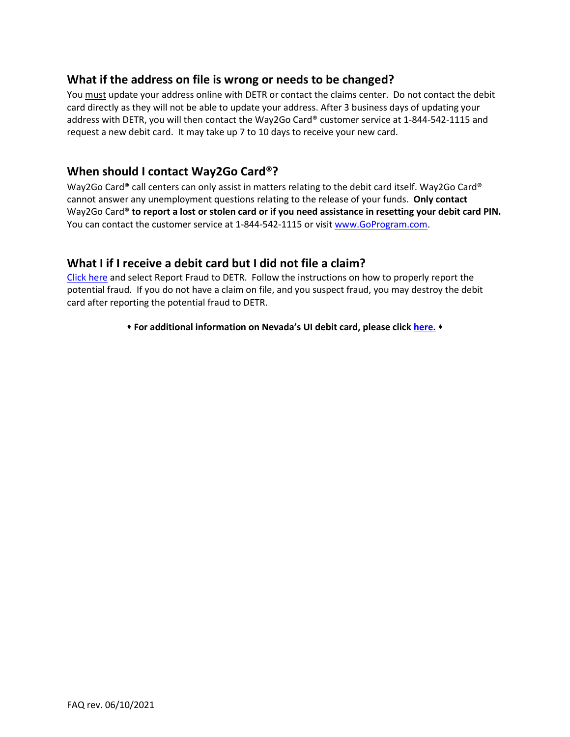## What if the address on file is wrong or needs to be changed?

You must update your address online with DETR or contact the claims center. Do not contact the debit card directly as they will not be able to update your address. After 3 business days of updating your address with DETR, you will then contact the Way2Go Card® customer service at 1-844-542-1115 and request a new debit card. It may take up 7 to 10 days to receive your new card.

## When should I contact Way2Go Card®?

Way2Go Card® call centers can only assist in matters relating to the debit card itself. Way2Go Card® cannot answer any unemployment questions relating to the release of your funds. **Only contact** Way2Go Card® **to report a lost or stolen card or if you need assistance in resetting your debit card PIN.** You can contact the customer service at 1-844-542-1115 or visit www.GoProgram.com.

## What I if I receive a debit card but I did not file a claim?

Click here and select Report Fraud to DETR. Follow the instructions on how to properly report the potential fraud. If you do not have a claim on file, and you suspect fraud, you may destroy the debit card after reporting the potential fraud to DETR.

**♦ For additional information on Nevada's UI debit card, please click here. ♦**

FAQ rev. 06/10/2021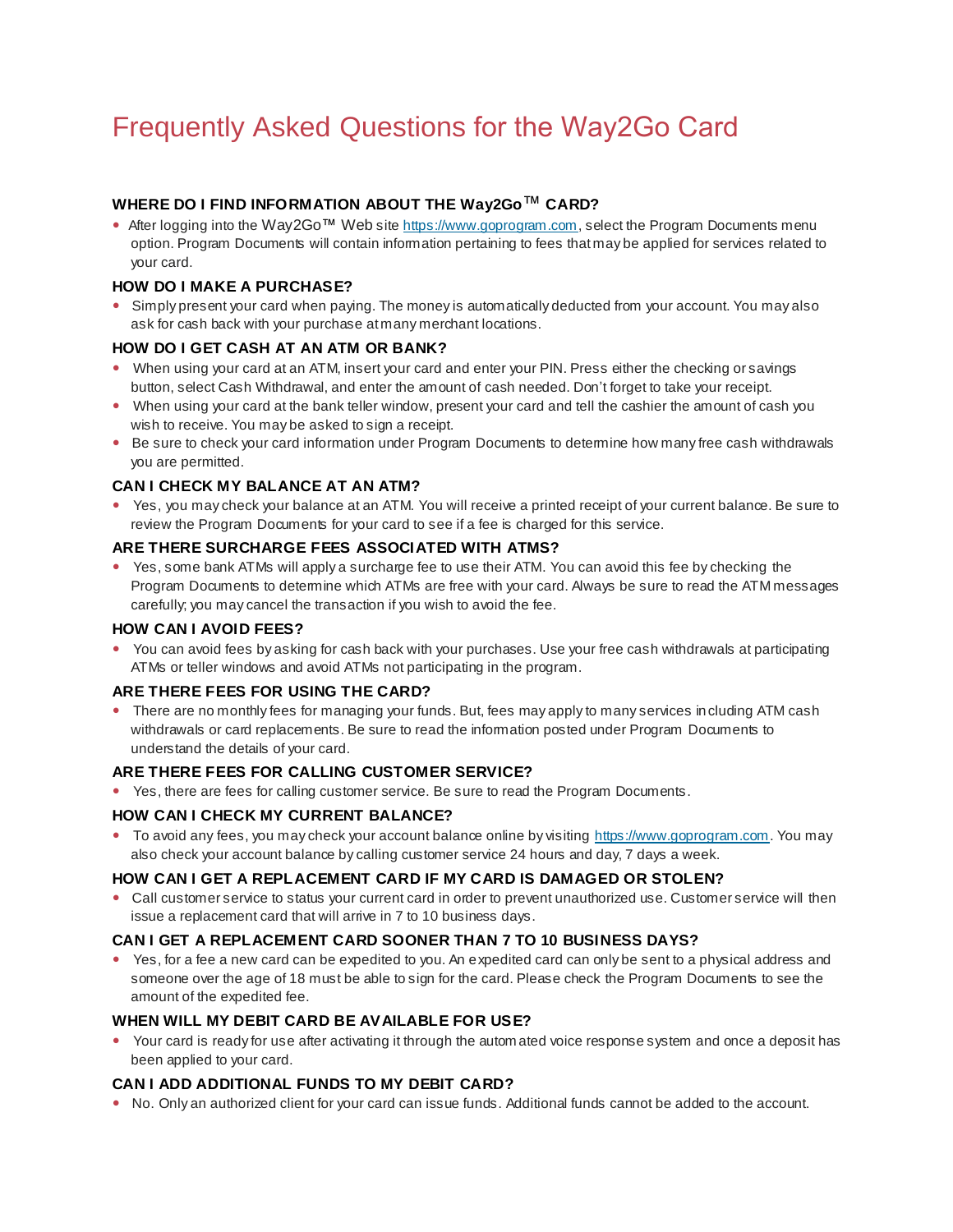# Frequently Asked Questions for the Way2Go Card

### WHERE DO I FIND INFORMATION ABOUT THE Way2Go™ CARD?

- After logging into the Way2Go™ Web site [https://www.goprogram.com](https://www.goprogram.com), select the Program Documents menu option. Program Documents will contain information pertaining to fees that may be applied for services related to your card.

### HOW DO I MAKE A PURCHASE?

- Simply present your card when paying. The money is automatically deducted from your account. You may also ask for cash back with your purchase at many merchant locations.

### HOW DO I GET CASH AT AN ATM OR BANK?

- When using your card at an ATM, insert your card and enter your PIN. Press either the checking or savings button, select Cash Withdrawal, and enter the amount of cash needed. Don't forget to take your receipt.
- When using your card at the bank teller window, present your card and tell the cashier the amount of cash you wish to receive. You may be asked to sign a receipt.
- Be sure to check your card information under Program Documents to determine how many free cash withdrawals you are permitted.

### CAN I CHECK MY BALANCE AT AN ATM?

- Yes, you may check your balance at an ATM. You will receive a printed receipt of your current balance. Be sure to review the Program Documents for your card to see if a fee is charged for this service.

### ARE THERE SURCHARGE FEES ASSOCIATED WITH ATMS?

- Yes, some bank ATMs will apply a surcharge fee to use their ATM. You can avoid this fee by checking the Program Documents to determine which ATMs are free with your card. Always be sure to read the ATM messages carefully; you may cancel the transaction if you wish to avoid the fee.

### HOW CAN I AVOID FEES?

- You can avoid fees by asking for cash back with your purchases. Use your free cash withdrawals at participating ATMs or teller windows and avoid ATMs not participating in the program.

### ARE THERE FEES FOR USING THE CARD?

- There are no monthly fees for managing your funds. But, fees may apply to many services including ATM cash withdrawals or card replacements. Be sure to read the information posted under Program Documents to understand the details of your card.

### ARE THERE FEES FOR CALLING CUSTOMER SERVICE?

- Yes, there are fees for calling customer service. Be sure to read the Program Documents.

### HOW CAN I CHECK MY CURRENT BALANCE?

- To avoid any fees, you may check your account balance online by visiting [https://www.goprogram.com](https://www.goprogram.com). You may also check your account balance by calling customer service 24 hours and day, 7 days a week.

### HOW CAN I GET A REPLACEMENT CARD IF MY CARD IS DAMAGED OR STOLEN?

- Call customer service to status your current card in order to prevent unauthorized use. Customer service will then issue a replacement card that will arrive in 7 to 10 business days.

### CAN I GET A REPLACEMENT CARD SOONER THAN 7 TO 10 BUSINESS DAYS?

- Yes, for a fee a new card can be expedited to you. An expedited card can only be sent to a physical address and someone over the age of 18 must be able to sign for the card. Please check the Program Documents to see the amount of the expedited fee.

### WHEN WILL MY DEBIT CARD BE AVAILABLE FOR USE?

- Your card is ready for use after activating it through the automated voice response system and once a deposit has been applied to your card.

### CAN I ADD ADDITIONAL FUNDS TO MY DEBIT CARD?

- No. Only an authorized client for your card can issue funds. Additional funds cannot be added to the account.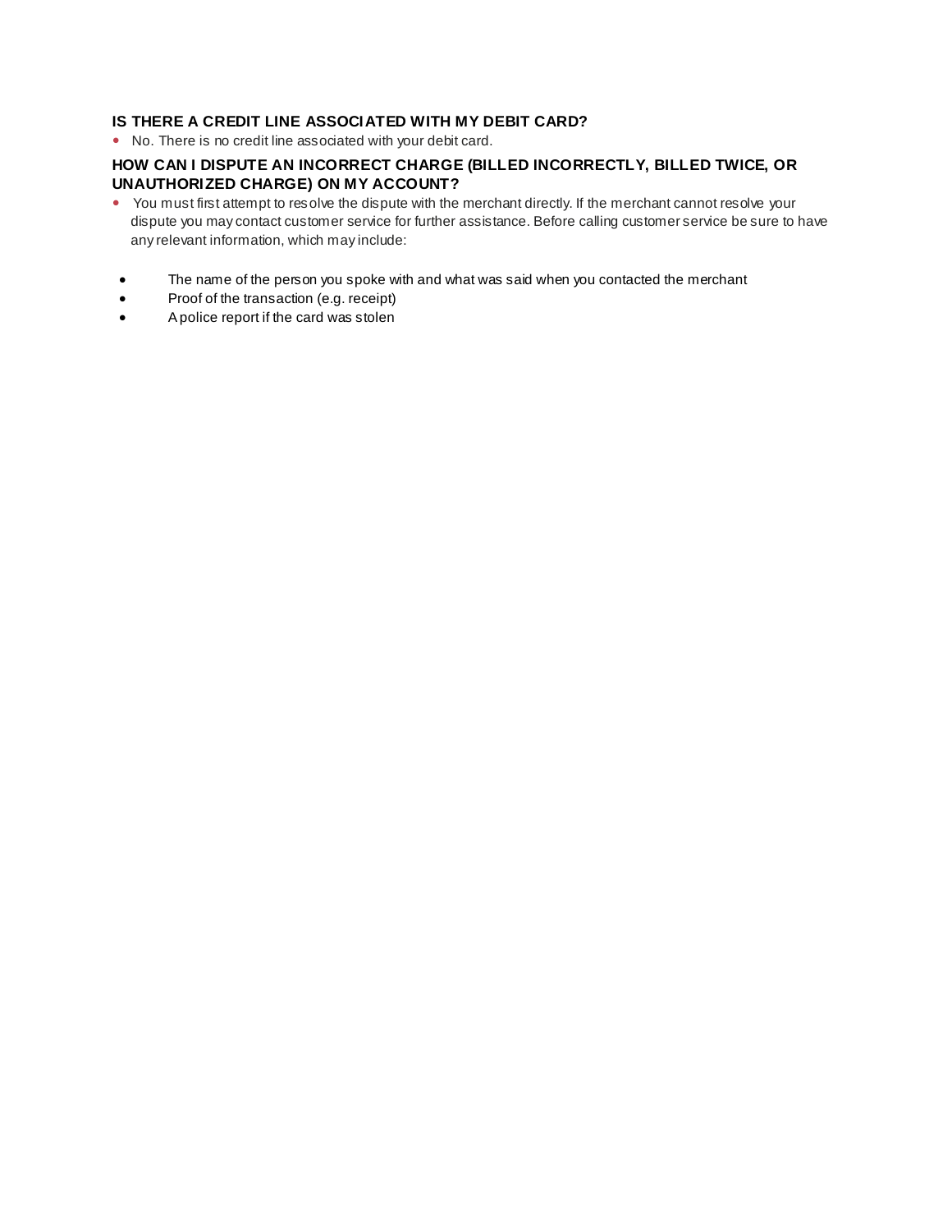### IS THERE A CREDIT LINE ASSOCIATED WITH MY DEBIT CARD?

- No. There is no credit line associated with your debit card.

### HOW CAN I DISPUTE AN INCORRECT CHARGE (BILLED INCORRECTLY, BILLED TWICE, OR UNAUTHORIZED CHARGE) ON MY ACCOUNT?

- You must first attempt to resolve the dispute with the merchant directly. If the merchant cannot resolve your dispute you may contact customer service for further assistance. Before calling customer service be sure to have any relevant information, which may include:

- The name of the person you spoke with and what was said when you contacted the merchant
- Proof of the transaction (e.g. receipt)
- A police report if the card was stolen